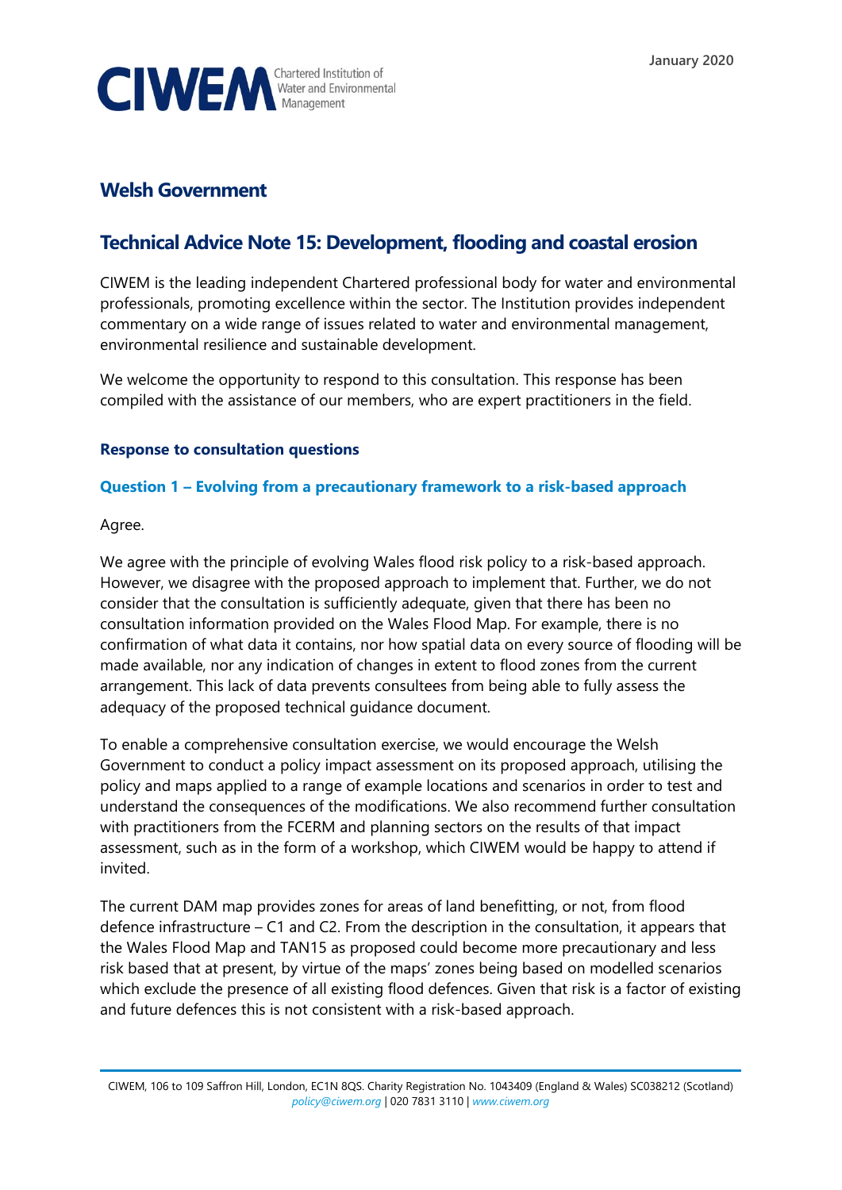January 2020

CIWEM Chartered Institution of Water and Environmental Management

## Welsh Government

## Technical Advice Note 15: Development, flooding and coastal erosion

CIWEM is the leading independent Chartered professional body for water and environmental professionals, promoting excellence within the sector. The Institution provides independent commentary on a wide range of issues related to water and environmental management, environmental resilience and sustainable development.

We welcome the opportunity to respond to this consultation. This response has been compiled with the assistance of our members, who are expert practitioners in the field.

### Response to consultation questions

#### Question 1 – Evolving from a precautionary framework to a risk-based approach

Agree.

We agree with the principle of evolving Wales flood risk policy to a risk-based approach. However, we disagree with the proposed approach to implement that. Further, we do not consider that the consultation is sufficiently adequate, given that there has been no consultation information provided on the Wales Flood Map. For example, there is no confirmation of what data it contains, nor how spatial data on every source of flooding will be made available, nor any indication of changes in extent to flood zones from the current arrangement. This lack of data prevents consultees from being able to fully assess the adequacy of the proposed technical guidance document.

To enable a comprehensive consultation exercise, we would encourage the Welsh Government to conduct a policy impact assessment on its proposed approach, utilising the policy and maps applied to a range of example locations and scenarios in order to test and understand the consequences of the modifications. We also recommend further consultation with practitioners from the FCERM and planning sectors on the results of that impact assessment, such as in the form of a workshop, which CIWEM would be happy to attend if invited.

The current DAM map provides zones for areas of land benefitting, or not, from flood defence infrastructure – C1 and C2. From the description in the consultation, it appears that the Wales Flood Map and TAN15 as proposed could become more precautionary and less risk based that at present, by virtue of the maps' zones being based on modelled scenarios which exclude the presence of all existing flood defences. Given that risk is a factor of existing and future defences this is not consistent with a risk-based approach.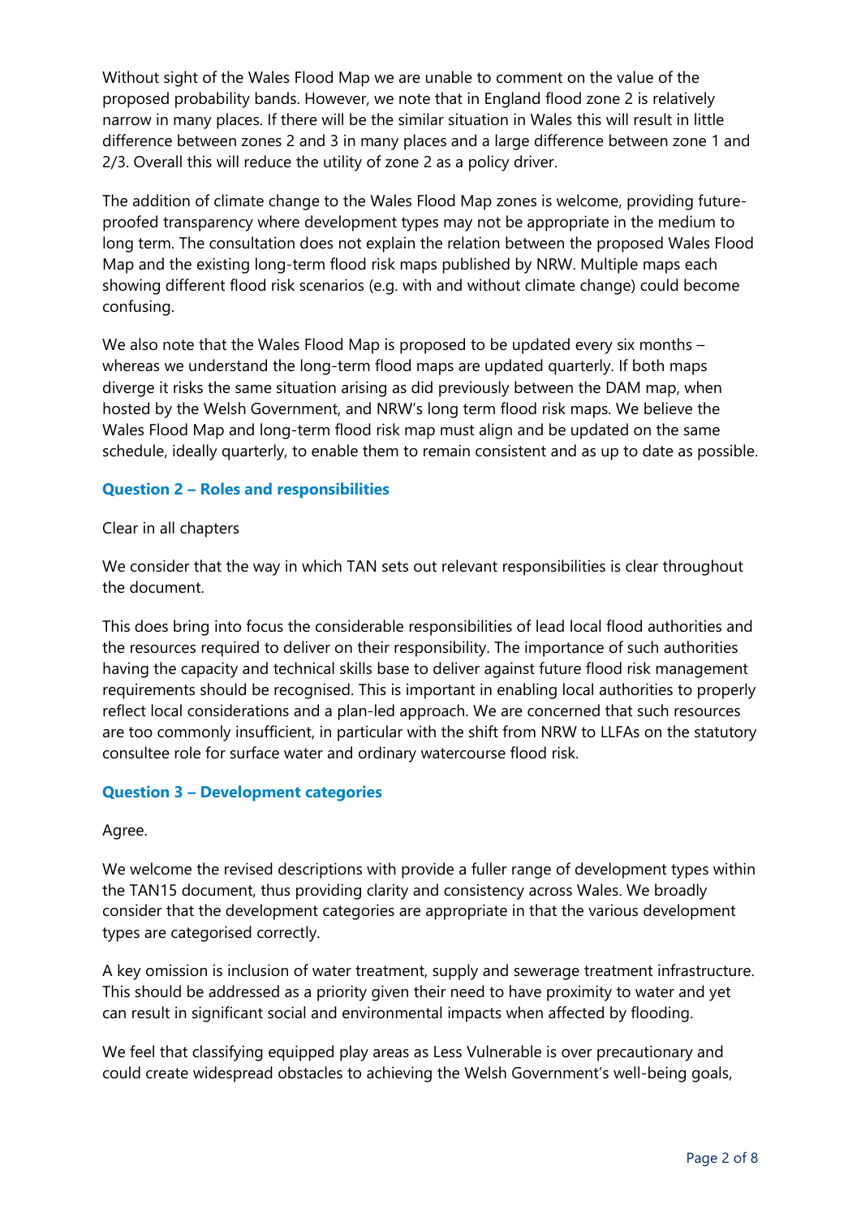Without sight of the Wales Flood Map we are unable to comment on the value of the proposed probability bands. However, we note that in England flood zone 2 is relatively narrow in many places. If there will be the similar situation in Wales this will result in little difference between zones 2 and 3 in many places and a large difference between zone 1 and 2/3. Overall this will reduce the utility of zone 2 as a policy driver.

The addition of climate change to the Wales Flood Map zones is welcome, providing future-proofed transparency where development types may not be appropriate in the medium to long term. The consultation does not explain the relation between the proposed Wales Flood Map and the existing long-term flood risk maps published by NRW. Multiple maps each showing different flood risk scenarios (e.g. with and without climate change) could become confusing.

We also note that the Wales Flood Map is proposed to be updated every six months – whereas we understand the long-term flood maps are updated quarterly. If both maps diverge it risks the same situation arising as did previously between the DAM map, when hosted by the Welsh Government, and NRW's long term flood risk maps. We believe the Wales Flood Map and long-term flood risk map must align and be updated on the same schedule, ideally quarterly, to enable them to remain consistent and as up to date as possible.

### Question 2 – Roles and responsibilities

Clear in all chapters

We consider that the way in which TAN sets out relevant responsibilities is clear throughout the document.

This does bring into focus the considerable responsibilities of lead local flood authorities and the resources required to deliver on their responsibility. The importance of such authorities having the capacity and technical skills base to deliver against future flood risk management requirements should be recognised. This is important in enabling local authorities to properly reflect local considerations and a plan-led approach. We are concerned that such resources are too commonly insufficient, in particular with the shift from NRW to LLFAs on the statutory consultee role for surface water and ordinary watercourse flood risk.

### Question 3 – Development categories

Agree.

We welcome the revised descriptions with provide a fuller range of development types within the TAN15 document, thus providing clarity and consistency across Wales. We broadly consider that the development categories are appropriate in that the various development types are categorised correctly.

A key omission is inclusion of water treatment, supply and sewerage treatment infrastructure. This should be addressed as a priority given their need to have proximity to water and yet can result in significant social and environmental impacts when affected by flooding.

We feel that classifying equipped play areas as Less Vulnerable is over precautionary and could create widespread obstacles to achieving the Welsh Government's well-being goals,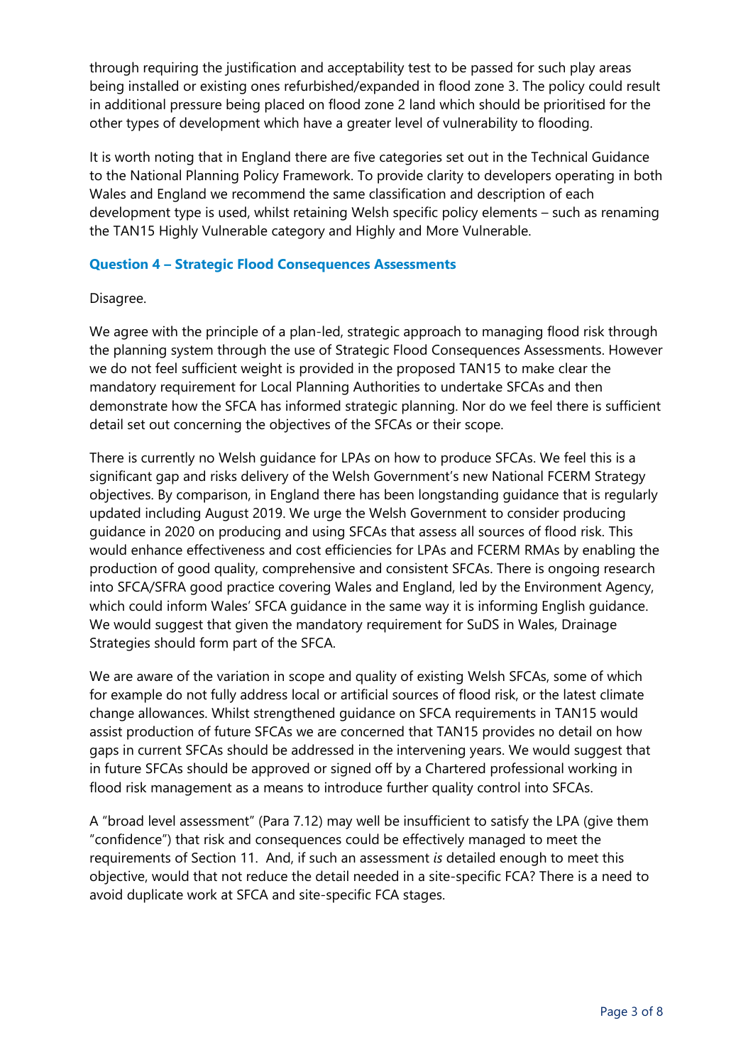through requiring the justification and acceptability test to be passed for such play areas being installed or existing ones refurbished/expanded in flood zone 3. The policy could result in additional pressure being placed on flood zone 2 land which should be prioritised for the other types of development which have a greater level of vulnerability to flooding.

It is worth noting that in England there are five categories set out in the Technical Guidance to the National Planning Policy Framework. To provide clarity to developers operating in both Wales and England we recommend the same classification and description of each development type is used, whilst retaining Welsh specific policy elements – such as renaming the TAN15 Highly Vulnerable category and Highly and More Vulnerable.

### Question 4 – Strategic Flood Consequences Assessments

Disagree.

We agree with the principle of a plan-led, strategic approach to managing flood risk through the planning system through the use of Strategic Flood Consequences Assessments. However we do not feel sufficient weight is provided in the proposed TAN15 to make clear the mandatory requirement for Local Planning Authorities to undertake SFCAs and then demonstrate how the SFCA has informed strategic planning. Nor do we feel there is sufficient detail set out concerning the objectives of the SFCAs or their scope.

There is currently no Welsh guidance for LPAs on how to produce SFCAs. We feel this is a significant gap and risks delivery of the Welsh Government's new National FCERM Strategy objectives. By comparison, in England there has been longstanding guidance that is regularly updated including August 2019. We urge the Welsh Government to consider producing guidance in 2020 on producing and using SFCAs that assess all sources of flood risk. This would enhance effectiveness and cost efficiencies for LPAs and FCERM RMAs by enabling the production of good quality, comprehensive and consistent SFCAs. There is ongoing research into SFCA/SFRA good practice covering Wales and England, led by the Environment Agency, which could inform Wales' SFCA guidance in the same way it is informing English guidance. We would suggest that given the mandatory requirement for SuDS in Wales, Drainage Strategies should form part of the SFCA.

We are aware of the variation in scope and quality of existing Welsh SFCAs, some of which for example do not fully address local or artificial sources of flood risk, or the latest climate change allowances. Whilst strengthened guidance on SFCA requirements in TAN15 would assist production of future SFCAs we are concerned that TAN15 provides no detail on how gaps in current SFCAs should be addressed in the intervening years. We would suggest that in future SFCAs should be approved or signed off by a Chartered professional working in flood risk management as a means to introduce further quality control into SFCAs.

A "broad level assessment" (Para 7.12) may well be insufficient to satisfy the LPA (give them "confidence") that risk and consequences could be effectively managed to meet the requirements of Section 11. And, if such an assessment *is* detailed enough to meet this objective, would that not reduce the detail needed in a site-specific FCA? There is a need to avoid duplicate work at SFCA and site-specific FCA stages.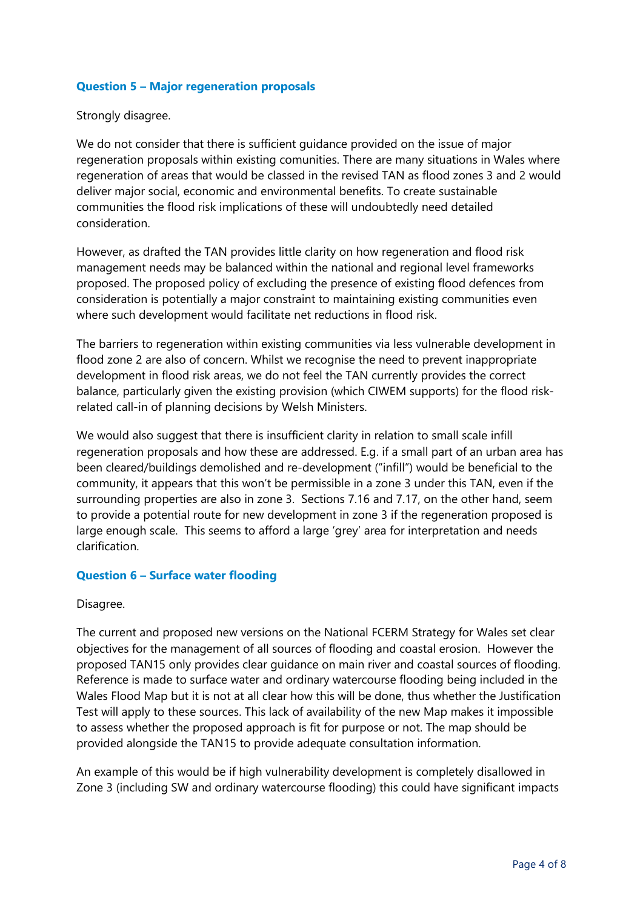### Question 5 – Major regeneration proposals

Strongly disagree.

We do not consider that there is sufficient guidance provided on the issue of major regeneration proposals within existing comunities. There are many situations in Wales where regeneration of areas that would be classed in the revised TAN as flood zones 3 and 2 would deliver major social, economic and environmental benefits. To create sustainable communities the flood risk implications of these will undoubtedly need detailed consideration.

However, as drafted the TAN provides little clarity on how regeneration and flood risk management needs may be balanced within the national and regional level frameworks proposed. The proposed policy of excluding the presence of existing flood defences from consideration is potentially a major constraint to maintaining existing communities even where such development would facilitate net reductions in flood risk.

The barriers to regeneration within existing communities via less vulnerable development in flood zone 2 are also of concern. Whilst we recognise the need to prevent inappropriate development in flood risk areas, we do not feel the TAN currently provides the correct balance, particularly given the existing provision (which CIWEM supports) for the flood risk-related call-in of planning decisions by Welsh Ministers.

We would also suggest that there is insufficient clarity in relation to small scale infill regeneration proposals and how these are addressed. E.g. if a small part of an urban area has been cleared/buildings demolished and re-development ("infill") would be beneficial to the community, it appears that this won't be permissible in a zone 3 under this TAN, even if the surrounding properties are also in zone 3. Sections 7.16 and 7.17, on the other hand, seem to provide a potential route for new development in zone 3 if the regeneration proposed is large enough scale. This seems to afford a large 'grey' area for interpretation and needs clarification.

### Question 6 – Surface water flooding

Disagree.

The current and proposed new versions on the National FCERM Strategy for Wales set clear objectives for the management of all sources of flooding and coastal erosion. However the proposed TAN15 only provides clear guidance on main river and coastal sources of flooding. Reference is made to surface water and ordinary watercourse flooding being included in the Wales Flood Map but it is not at all clear how this will be done, thus whether the Justification Test will apply to these sources. This lack of availability of the new Map makes it impossible to assess whether the proposed approach is fit for purpose or not. The map should be provided alongside the TAN15 to provide adequate consultation information.

An example of this would be if high vulnerability development is completely disallowed in Zone 3 (including SW and ordinary watercourse flooding) this could have significant impacts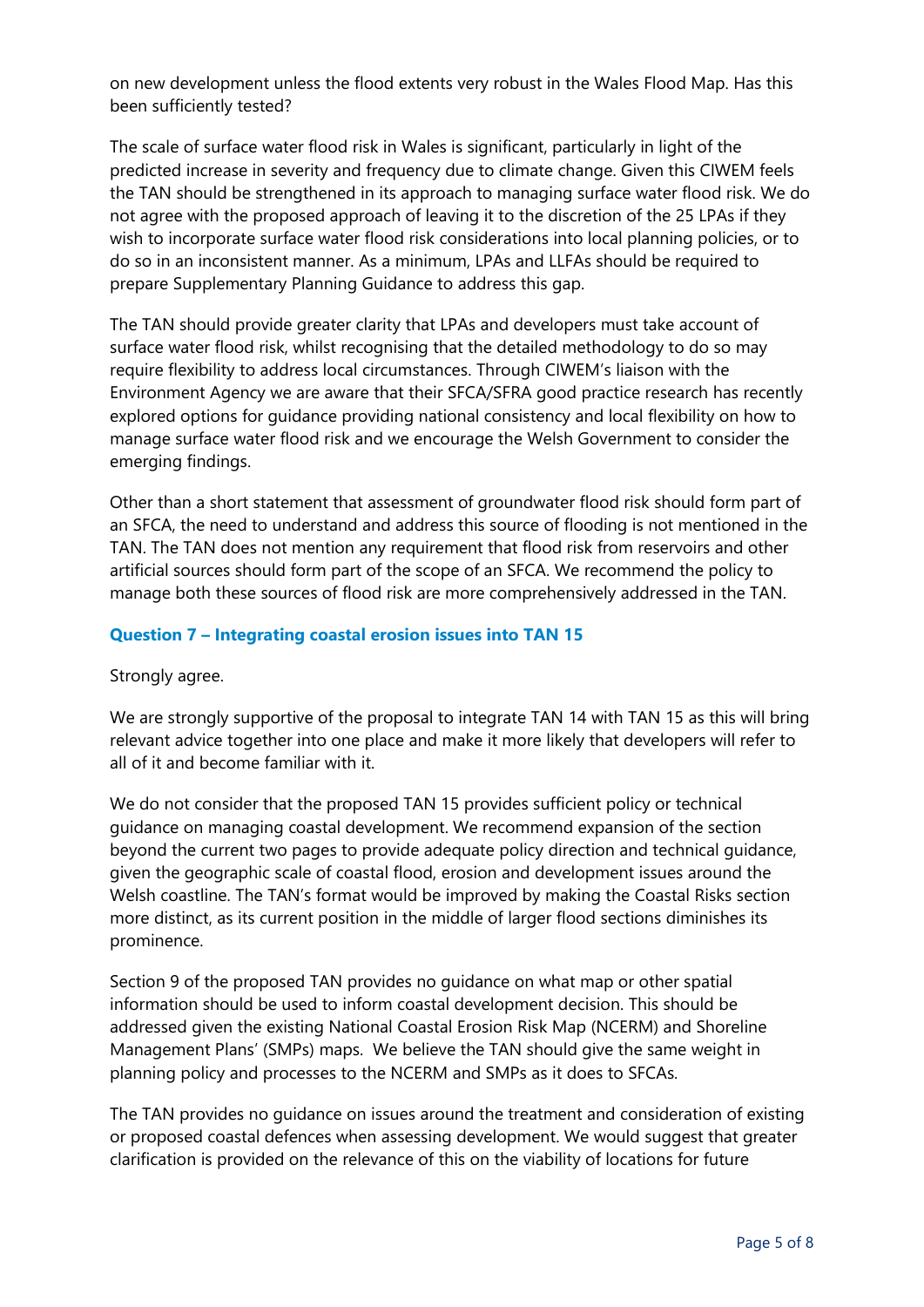on new development unless the flood extents very robust in the Wales Flood Map. Has this been sufficiently tested?

The scale of surface water flood risk in Wales is significant, particularly in light of the predicted increase in severity and frequency due to climate change. Given this CIWEM feels the TAN should be strengthened in its approach to managing surface water flood risk. We do not agree with the proposed approach of leaving it to the discretion of the 25 LPAs if they wish to incorporate surface water flood risk considerations into local planning policies, or to do so in an inconsistent manner. As a minimum, LPAs and LLFAs should be required to prepare Supplementary Planning Guidance to address this gap.

The TAN should provide greater clarity that LPAs and developers must take account of surface water flood risk, whilst recognising that the detailed methodology to do so may require flexibility to address local circumstances. Through CIWEM's liaison with the Environment Agency we are aware that their SFCA/SFRA good practice research has recently explored options for guidance providing national consistency and local flexibility on how to manage surface water flood risk and we encourage the Welsh Government to consider the emerging findings.

Other than a short statement that assessment of groundwater flood risk should form part of an SFCA, the need to understand and address this source of flooding is not mentioned in the TAN. The TAN does not mention any requirement that flood risk from reservoirs and other artificial sources should form part of the scope of an SFCA. We recommend the policy to manage both these sources of flood risk are more comprehensively addressed in the TAN.

### Question 7 – Integrating coastal erosion issues into TAN 15

Strongly agree.

We are strongly supportive of the proposal to integrate TAN 14 with TAN 15 as this will bring relevant advice together into one place and make it more likely that developers will refer to all of it and become familiar with it.

We do not consider that the proposed TAN 15 provides sufficient policy or technical guidance on managing coastal development. We recommend expansion of the section beyond the current two pages to provide adequate policy direction and technical guidance, given the geographic scale of coastal flood, erosion and development issues around the Welsh coastline. The TAN's format would be improved by making the Coastal Risks section more distinct, as its current position in the middle of larger flood sections diminishes its prominence.

Section 9 of the proposed TAN provides no guidance on what map or other spatial information should be used to inform coastal development decision. This should be addressed given the existing National Coastal Erosion Risk Map (NCERM) and Shoreline Management Plans' (SMPs) maps. We believe the TAN should give the same weight in planning policy and processes to the NCERM and SMPs as it does to SFCAs.

The TAN provides no guidance on issues around the treatment and consideration of existing or proposed coastal defences when assessing development. We would suggest that greater clarification is provided on the relevance of this on the viability of locations for future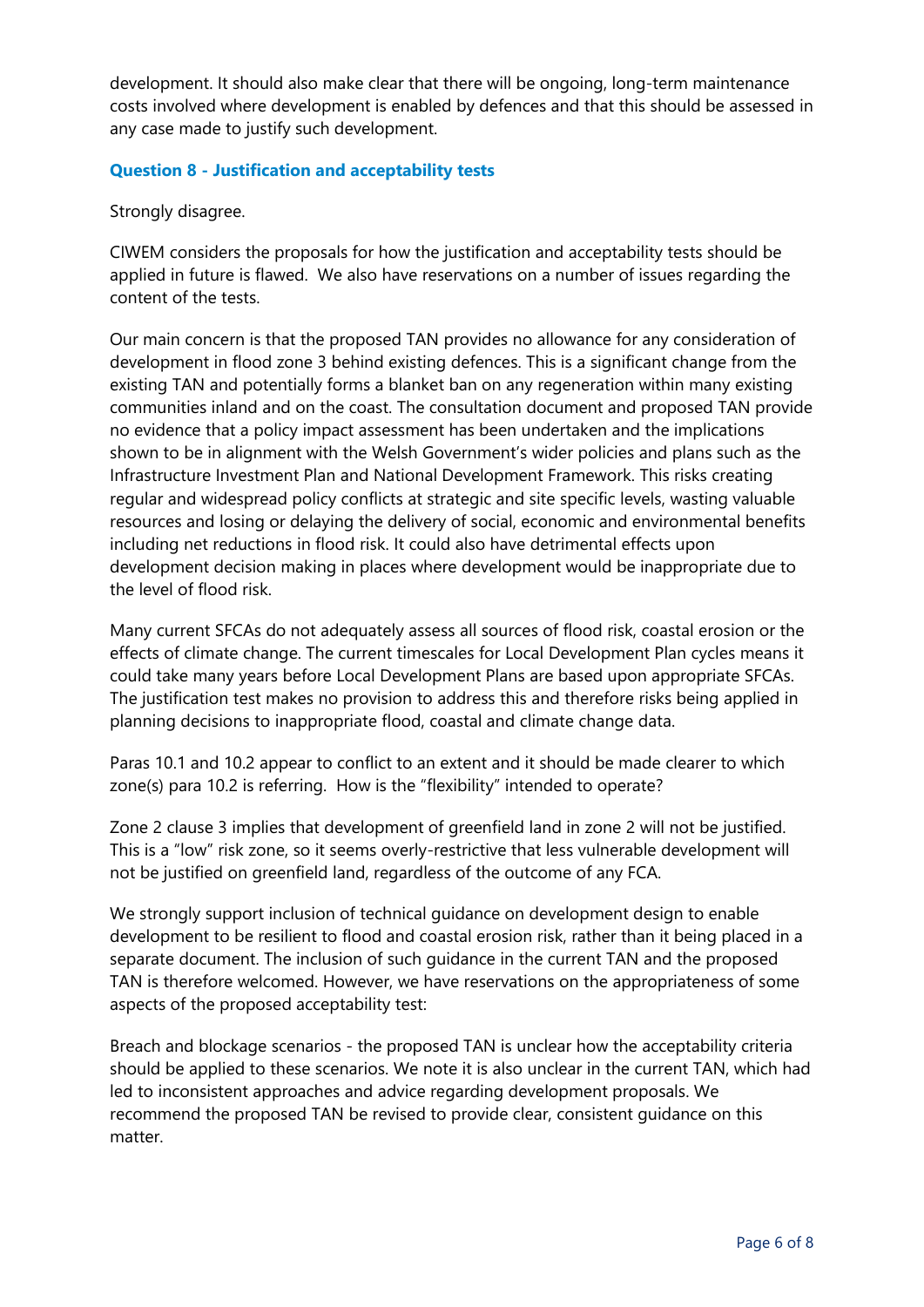development. It should also make clear that there will be ongoing, long-term maintenance costs involved where development is enabled by defences and that this should be assessed in any case made to justify such development.

### Question 8 - Justification and acceptability tests

Strongly disagree.

CIWEM considers the proposals for how the justification and acceptability tests should be applied in future is flawed. We also have reservations on a number of issues regarding the content of the tests.

Our main concern is that the proposed TAN provides no allowance for any consideration of development in flood zone 3 behind existing defences. This is a significant change from the existing TAN and potentially forms a blanket ban on any regeneration within many existing communities inland and on the coast. The consultation document and proposed TAN provide no evidence that a policy impact assessment has been undertaken and the implications shown to be in alignment with the Welsh Government's wider policies and plans such as the Infrastructure Investment Plan and National Development Framework. This risks creating regular and widespread policy conflicts at strategic and site specific levels, wasting valuable resources and losing or delaying the delivery of social, economic and environmental benefits including net reductions in flood risk. It could also have detrimental effects upon development decision making in places where development would be inappropriate due to the level of flood risk.

Many current SFCAs do not adequately assess all sources of flood risk, coastal erosion or the effects of climate change. The current timescales for Local Development Plan cycles means it could take many years before Local Development Plans are based upon appropriate SFCAs. The justification test makes no provision to address this and therefore risks being applied in planning decisions to inappropriate flood, coastal and climate change data.

Paras 10.1 and 10.2 appear to conflict to an extent and it should be made clearer to which zone(s) para 10.2 is referring. How is the "flexibility" intended to operate?

Zone 2 clause 3 implies that development of greenfield land in zone 2 will not be justified. This is a "low" risk zone, so it seems overly-restrictive that less vulnerable development will not be justified on greenfield land, regardless of the outcome of any FCA.

We strongly support inclusion of technical guidance on development design to enable development to be resilient to flood and coastal erosion risk, rather than it being placed in a separate document. The inclusion of such guidance in the current TAN and the proposed TAN is therefore welcomed. However, we have reservations on the appropriateness of some aspects of the proposed acceptability test:

Breach and blockage scenarios - the proposed TAN is unclear how the acceptability criteria should be applied to these scenarios. We note it is also unclear in the current TAN, which had led to inconsistent approaches and advice regarding development proposals. We recommend the proposed TAN be revised to provide clear, consistent guidance on this matter.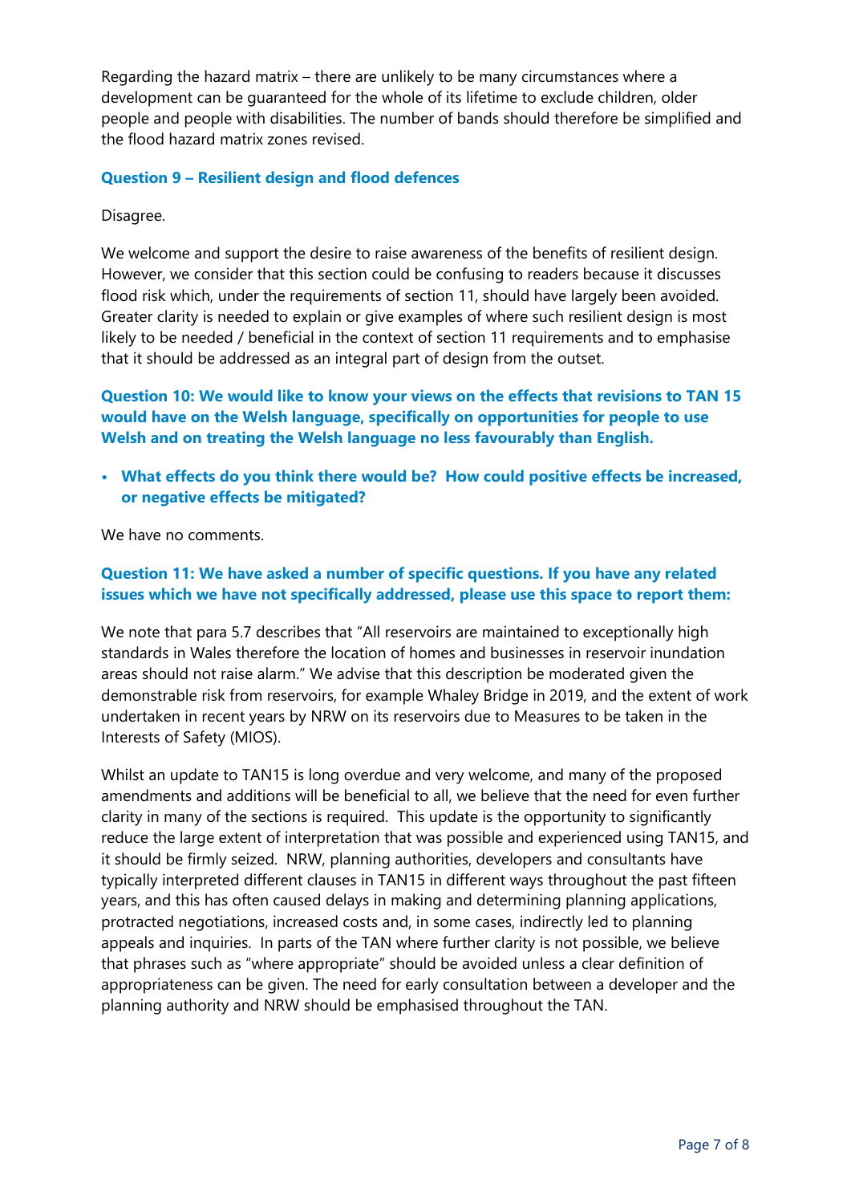Regarding the hazard matrix – there are unlikely to be many circumstances where a development can be guaranteed for the whole of its lifetime to exclude children, older people and people with disabilities. The number of bands should therefore be simplified and the flood hazard matrix zones revised.

### Question 9 – Resilient design and flood defences

Disagree.

We welcome and support the desire to raise awareness of the benefits of resilient design. However, we consider that this section could be confusing to readers because it discusses flood risk which, under the requirements of section 11, should have largely been avoided. Greater clarity is needed to explain or give examples of where such resilient design is most likely to be needed / beneficial in the context of section 11 requirements and to emphasise that it should be addressed as an integral part of design from the outset.

### Question 10: We would like to know your views on the effects that revisions to TAN 15 would have on the Welsh language, specifically on opportunities for people to use Welsh and on treating the Welsh language no less favourably than English.

- **What effects do you think there would be? How could positive effects be increased, or negative effects be mitigated?**

We have no comments.

### Question 11: We have asked a number of specific questions. If you have any related issues which we have not specifically addressed, please use this space to report them:

We note that para 5.7 describes that "All reservoirs are maintained to exceptionally high standards in Wales therefore the location of homes and businesses in reservoir inundation areas should not raise alarm." We advise that this description be moderated given the demonstrable risk from reservoirs, for example Whaley Bridge in 2019, and the extent of work undertaken in recent years by NRW on its reservoirs due to Measures to be taken in the Interests of Safety (MIOS).

Whilst an update to TAN15 is long overdue and very welcome, and many of the proposed amendments and additions will be beneficial to all, we believe that the need for even further clarity in many of the sections is required. This update is the opportunity to significantly reduce the large extent of interpretation that was possible and experienced using TAN15, and it should be firmly seized. NRW, planning authorities, developers and consultants have typically interpreted different clauses in TAN15 in different ways throughout the past fifteen years, and this has often caused delays in making and determining planning applications, protracted negotiations, increased costs and, in some cases, indirectly led to planning appeals and inquiries. In parts of the TAN where further clarity is not possible, we believe that phrases such as "where appropriate" should be avoided unless a clear definition of appropriateness can be given. The need for early consultation between a developer and the planning authority and NRW should be emphasised throughout the TAN.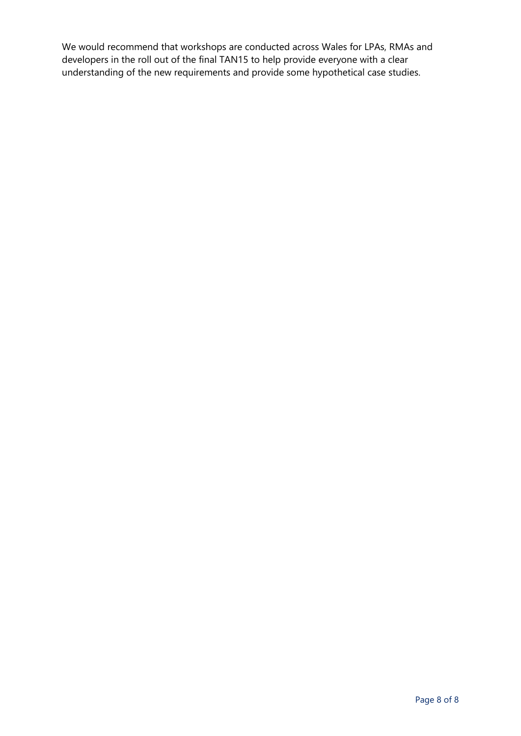We would recommend that workshops are conducted across Wales for LPAs, RMAs and developers in the roll out of the final TAN15 to help provide everyone with a clear understanding of the new requirements and provide some hypothetical case studies.